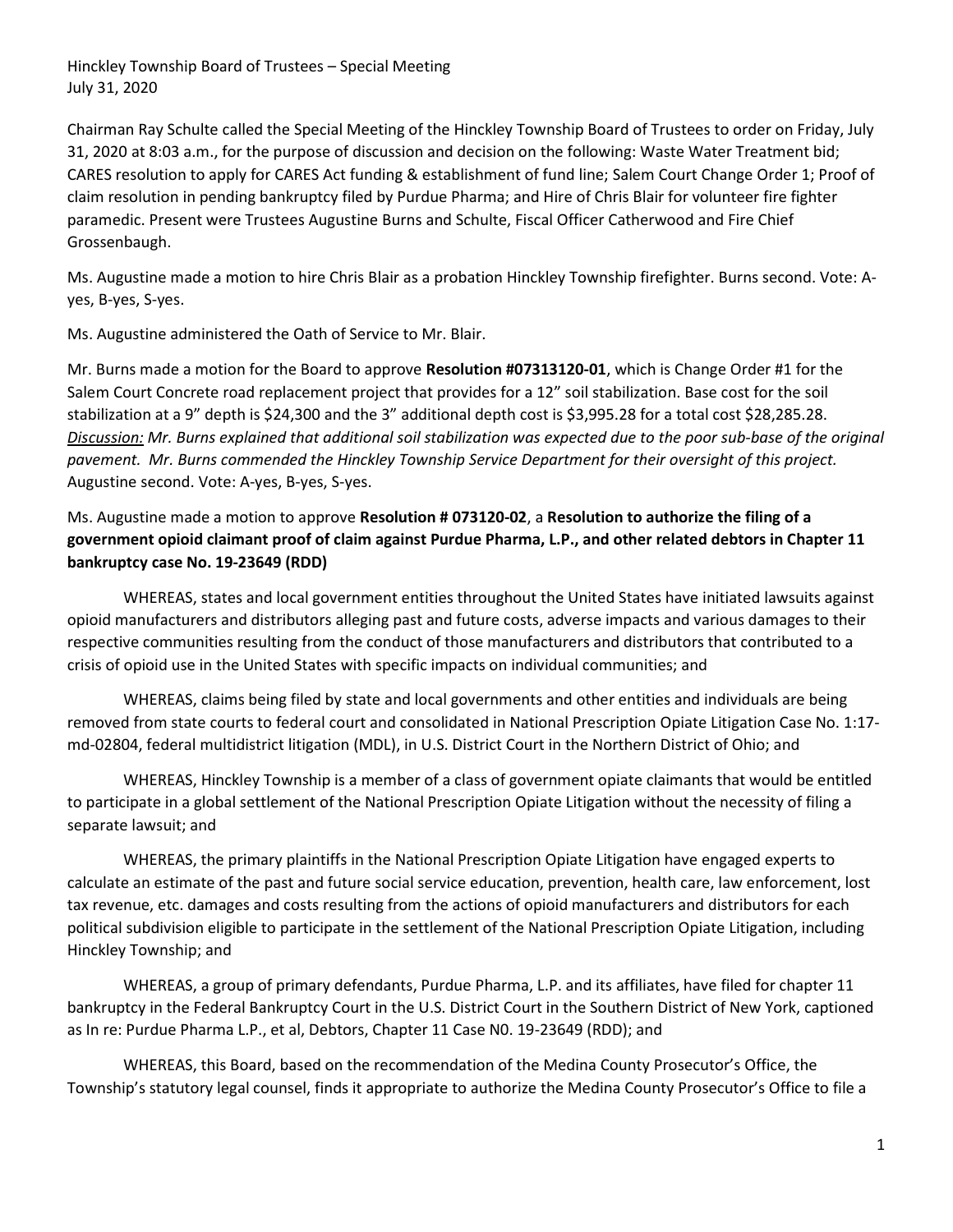Hinckley Township Board of Trustees – Special Meeting
July 31, 2020

Chairman Ray Schulte called the Special Meeting of the Hinckley Township Board of Trustees to order on Friday, July 31, 2020 at 8:03 a.m., for the purpose of discussion and decision on the following: Waste Water Treatment bid; CARES resolution to apply for CARES Act funding & establishment of fund line; Salem Court Change Order 1; Proof of claim resolution in pending bankruptcy filed by Purdue Pharma; and Hire of Chris Blair for volunteer fire fighter paramedic. Present were Trustees Augustine Burns and Schulte, Fiscal Officer Catherwood and Fire Chief Grossenbaugh.

Ms. Augustine made a motion to hire Chris Blair as a probation Hinckley Township firefighter. Burns second. Vote: A-yes, B-yes, S-yes.

Ms. Augustine administered the Oath of Service to Mr. Blair.

Mr. Burns made a motion for the Board to approve **Resolution #07313120-01**, which is Change Order #1 for the Salem Court Concrete road replacement project that provides for a 12" soil stabilization. Base cost for the soil stabilization at a 9" depth is $24,300 and the 3" additional depth cost is $3,995.28 for a total cost $28,285.28. *Discussion: Mr. Burns explained that additional soil stabilization was expected due to the poor sub-base of the original pavement. Mr. Burns commended the Hinckley Township Service Department for their oversight of this project.* Augustine second. Vote: A-yes, B-yes, S-yes.

Ms. Augustine made a motion to approve **Resolution # 073120-02**, a **Resolution to authorize the filing of a government opioid claimant proof of claim against Purdue Pharma, L.P., and other related debtors in Chapter 11 bankruptcy case No. 19-23649 (RDD)**

WHEREAS, states and local government entities throughout the United States have initiated lawsuits against opioid manufacturers and distributors alleging past and future costs, adverse impacts and various damages to their respective communities resulting from the conduct of those manufacturers and distributors that contributed to a crisis of opioid use in the United States with specific impacts on individual communities; and

WHEREAS, claims being filed by state and local governments and other entities and individuals are being removed from state courts to federal court and consolidated in National Prescription Opiate Litigation Case No. 1:17-md-02804, federal multidistrict litigation (MDL), in U.S. District Court in the Northern District of Ohio; and

WHEREAS, Hinckley Township is a member of a class of government opiate claimants that would be entitled to participate in a global settlement of the National Prescription Opiate Litigation without the necessity of filing a separate lawsuit; and

WHEREAS, the primary plaintiffs in the National Prescription Opiate Litigation have engaged experts to calculate an estimate of the past and future social service education, prevention, health care, law enforcement, lost tax revenue, etc. damages and costs resulting from the actions of opioid manufacturers and distributors for each political subdivision eligible to participate in the settlement of the National Prescription Opiate Litigation, including Hinckley Township; and

WHEREAS, a group of primary defendants, Purdue Pharma, L.P. and its affiliates, have filed for chapter 11 bankruptcy in the Federal Bankruptcy Court in the U.S. District Court in the Southern District of New York, captioned as In re: Purdue Pharma L.P., et al, Debtors, Chapter 11 Case N0. 19-23649 (RDD); and

WHEREAS, this Board, based on the recommendation of the Medina County Prosecutor's Office, the Township's statutory legal counsel, finds it appropriate to authorize the Medina County Prosecutor's Office to file a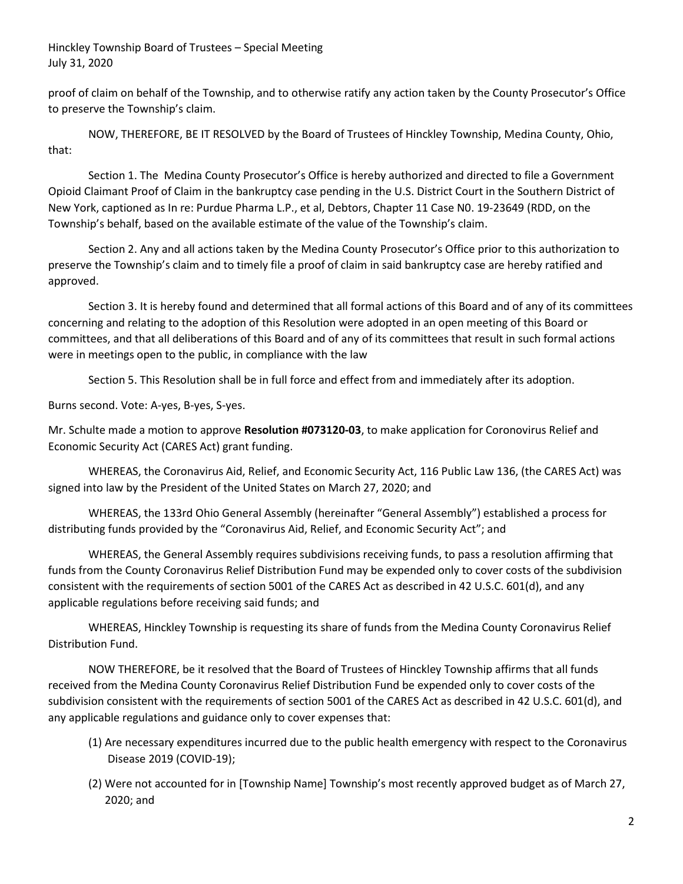proof of claim on behalf of the Township, and to otherwise ratify any action taken by the County Prosecutor's Office to preserve the Township's claim.

NOW, THEREFORE, BE IT RESOLVED by the Board of Trustees of Hinckley Township, Medina County, Ohio, that:

Section 1. The Medina County Prosecutor's Office is hereby authorized and directed to file a Government Opioid Claimant Proof of Claim in the bankruptcy case pending in the U.S. District Court in the Southern District of New York, captioned as In re: Purdue Pharma L.P., et al, Debtors, Chapter 11 Case N0. 19-23649 (RDD, on the Township's behalf, based on the available estimate of the value of the Township's claim.

Section 2. Any and all actions taken by the Medina County Prosecutor's Office prior to this authorization to preserve the Township's claim and to timely file a proof of claim in said bankruptcy case are hereby ratified and approved.

Section 3. It is hereby found and determined that all formal actions of this Board and of any of its committees concerning and relating to the adoption of this Resolution were adopted in an open meeting of this Board or committees, and that all deliberations of this Board and of any of its committees that result in such formal actions were in meetings open to the public, in compliance with the law

Section 5. This Resolution shall be in full force and effect from and immediately after its adoption.

Burns second. Vote: A-yes, B-yes, S-yes.

Mr. Schulte made a motion to approve **Resolution #073120-03**, to make application for Coronovirus Relief and Economic Security Act (CARES Act) grant funding.

WHEREAS, the Coronavirus Aid, Relief, and Economic Security Act, 116 Public Law 136, (the CARES Act) was signed into law by the President of the United States on March 27, 2020; and

WHEREAS, the 133rd Ohio General Assembly (hereinafter "General Assembly") established a process for distributing funds provided by the "Coronavirus Aid, Relief, and Economic Security Act"; and

WHEREAS, the General Assembly requires subdivisions receiving funds, to pass a resolution affirming that funds from the County Coronavirus Relief Distribution Fund may be expended only to cover costs of the subdivision consistent with the requirements of section 5001 of the CARES Act as described in 42 U.S.C. 601(d), and any applicable regulations before receiving said funds; and

WHEREAS, Hinckley Township is requesting its share of funds from the Medina County Coronavirus Relief Distribution Fund.

NOW THEREFORE, be it resolved that the Board of Trustees of Hinckley Township affirms that all funds received from the Medina County Coronavirus Relief Distribution Fund be expended only to cover costs of the subdivision consistent with the requirements of section 5001 of the CARES Act as described in 42 U.S.C. 601(d), and any applicable regulations and guidance only to cover expenses that:

(1) Are necessary expenditures incurred due to the public health emergency with respect to the Coronavirus Disease 2019 (COVID-19);

(2) Were not accounted for in [Township Name] Township's most recently approved budget as of March 27, 2020; and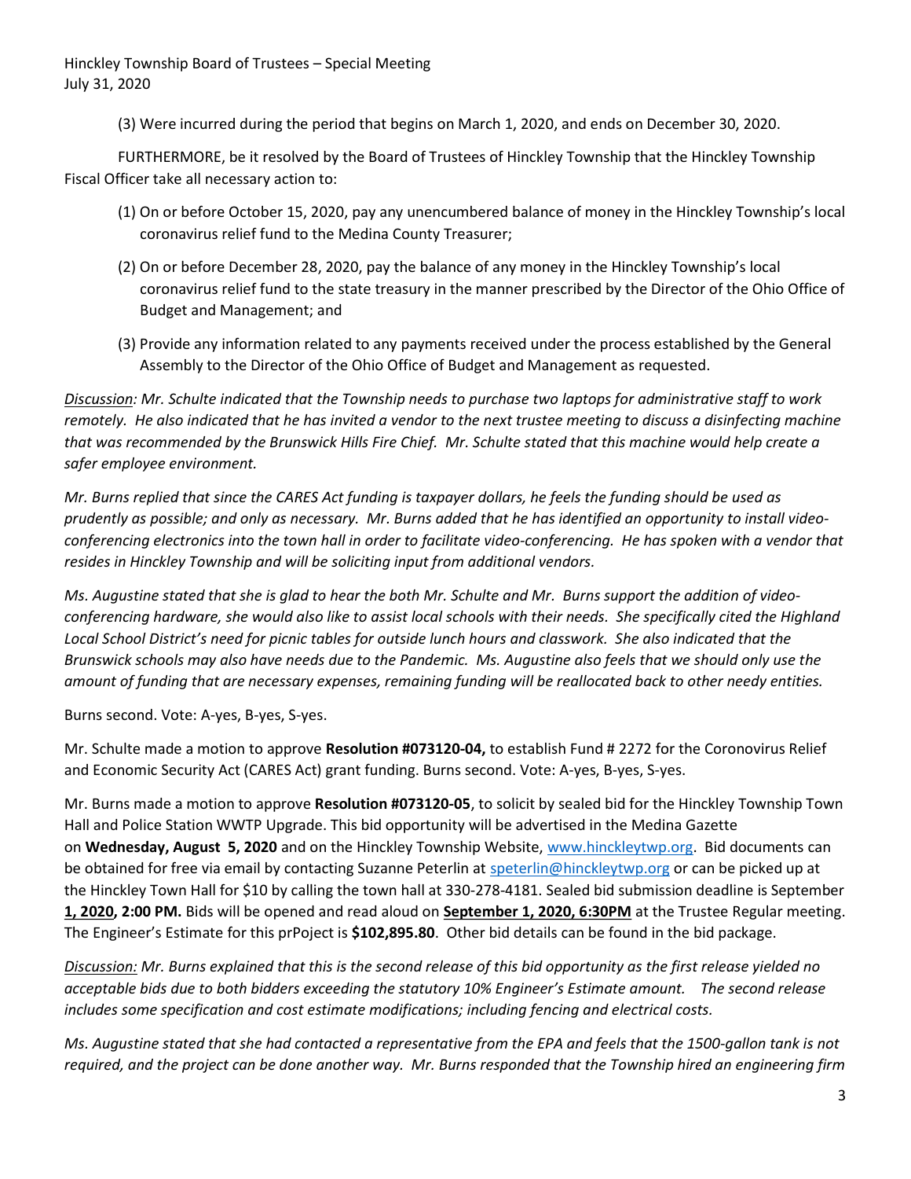(3) Were incurred during the period that begins on March 1, 2020, and ends on December 30, 2020.

FURTHERMORE, be it resolved by the Board of Trustees of Hinckley Township that the Hinckley Township Fiscal Officer take all necessary action to:

(1) On or before October 15, 2020, pay any unencumbered balance of money in the Hinckley Township's local coronavirus relief fund to the Medina County Treasurer;

(2) On or before December 28, 2020, pay the balance of any money in the Hinckley Township's local coronavirus relief fund to the state treasury in the manner prescribed by the Director of the Ohio Office of Budget and Management; and

(3) Provide any information related to any payments received under the process established by the General Assembly to the Director of the Ohio Office of Budget and Management as requested.

*Discussion: Mr. Schulte indicated that the Township needs to purchase two laptops for administrative staff to work remotely. He also indicated that he has invited a vendor to the next trustee meeting to discuss a disinfecting machine that was recommended by the Brunswick Hills Fire Chief. Mr. Schulte stated that this machine would help create a safer employee environment.*

*Mr. Burns replied that since the CARES Act funding is taxpayer dollars, he feels the funding should be used as prudently as possible; and only as necessary. Mr. Burns added that he has identified an opportunity to install video-conferencing electronics into the town hall in order to facilitate video-conferencing. He has spoken with a vendor that resides in Hinckley Township and will be soliciting input from additional vendors.*

*Ms. Augustine stated that she is glad to hear the both Mr. Schulte and Mr. Burns support the addition of video-conferencing hardware, she would also like to assist local schools with their needs. She specifically cited the Highland Local School District's need for picnic tables for outside lunch hours and classwork. She also indicated that the Brunswick schools may also have needs due to the Pandemic. Ms. Augustine also feels that we should only use the amount of funding that are necessary expenses, remaining funding will be reallocated back to other needy entities.*

Burns second. Vote: A-yes, B-yes, S-yes.

Mr. Schulte made a motion to approve **Resolution #073120-04,** to establish Fund # 2272 for the Coronovirus Relief and Economic Security Act (CARES Act) grant funding. Burns second. Vote: A-yes, B-yes, S-yes.

Mr. Burns made a motion to approve **Resolution #073120-05**, to solicit by sealed bid for the Hinckley Township Town Hall and Police Station WWTP Upgrade. This bid opportunity will be advertised in the Medina Gazette on **Wednesday, August 5, 2020** and on the Hinckley Township Website, www.hinckleytwp.org. Bid documents can be obtained for free via email by contacting Suzanne Peterlin at speterlin@hinckleytwp.org or can be picked up at the Hinckley Town Hall for $10 by calling the town hall at 330-278-4181. Sealed bid submission deadline is September **1, 2020, 2:00 PM.** Bids will be opened and read aloud on **September 1, 2020, 6:30PM** at the Trustee Regular meeting. The Engineer's Estimate for this prPoject is **$102,895.80**. Other bid details can be found in the bid package.

*Discussion: Mr. Burns explained that this is the second release of this bid opportunity as the first release yielded no acceptable bids due to both bidders exceeding the statutory 10% Engineer's Estimate amount. The second release includes some specification and cost estimate modifications; including fencing and electrical costs.*

*Ms. Augustine stated that she had contacted a representative from the EPA and feels that the 1500-gallon tank is not required, and the project can be done another way. Mr. Burns responded that the Township hired an engineering firm*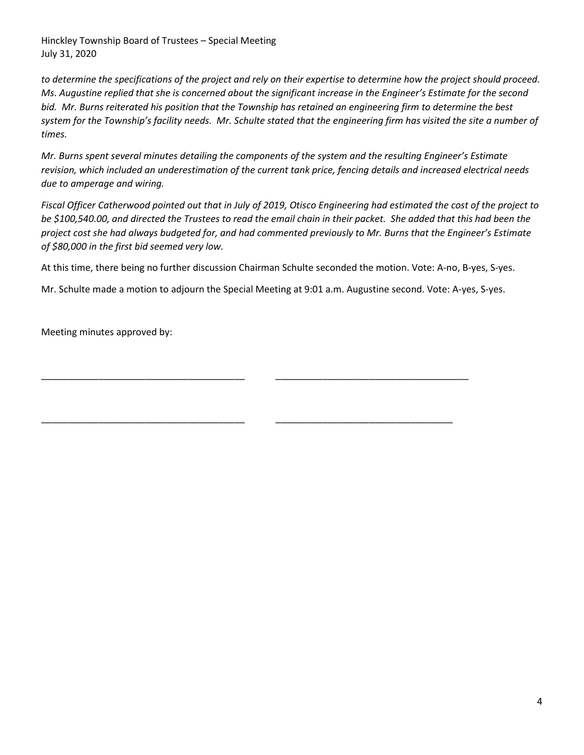*to determine the specifications of the project and rely on their expertise to determine how the project should proceed. Ms. Augustine replied that she is concerned about the significant increase in the Engineer's Estimate for the second bid. Mr. Burns reiterated his position that the Township has retained an engineering firm to determine the best system for the Township's facility needs. Mr. Schulte stated that the engineering firm has visited the site a number of times.*

*Mr. Burns spent several minutes detailing the components of the system and the resulting Engineer's Estimate revision, which included an underestimation of the current tank price, fencing details and increased electrical needs due to amperage and wiring.*

*Fiscal Officer Catherwood pointed out that in July of 2019, Otisco Engineering had estimated the cost of the project to be $100,540.00, and directed the Trustees to read the email chain in their packet. She added that this had been the project cost she had always budgeted for, and had commented previously to Mr. Burns that the Engineer's Estimate of $80,000 in the first bid seemed very low.*

At this time, there being no further discussion Chairman Schulte seconded the motion. Vote: A-no, B-yes, S-yes.

Mr. Schulte made a motion to adjourn the Special Meeting at 9:01 a.m. Augustine second. Vote: A-yes, S-yes.

Meeting minutes approved by:

_______________________________________          _____________________________________

_______________________________________          __________________________________